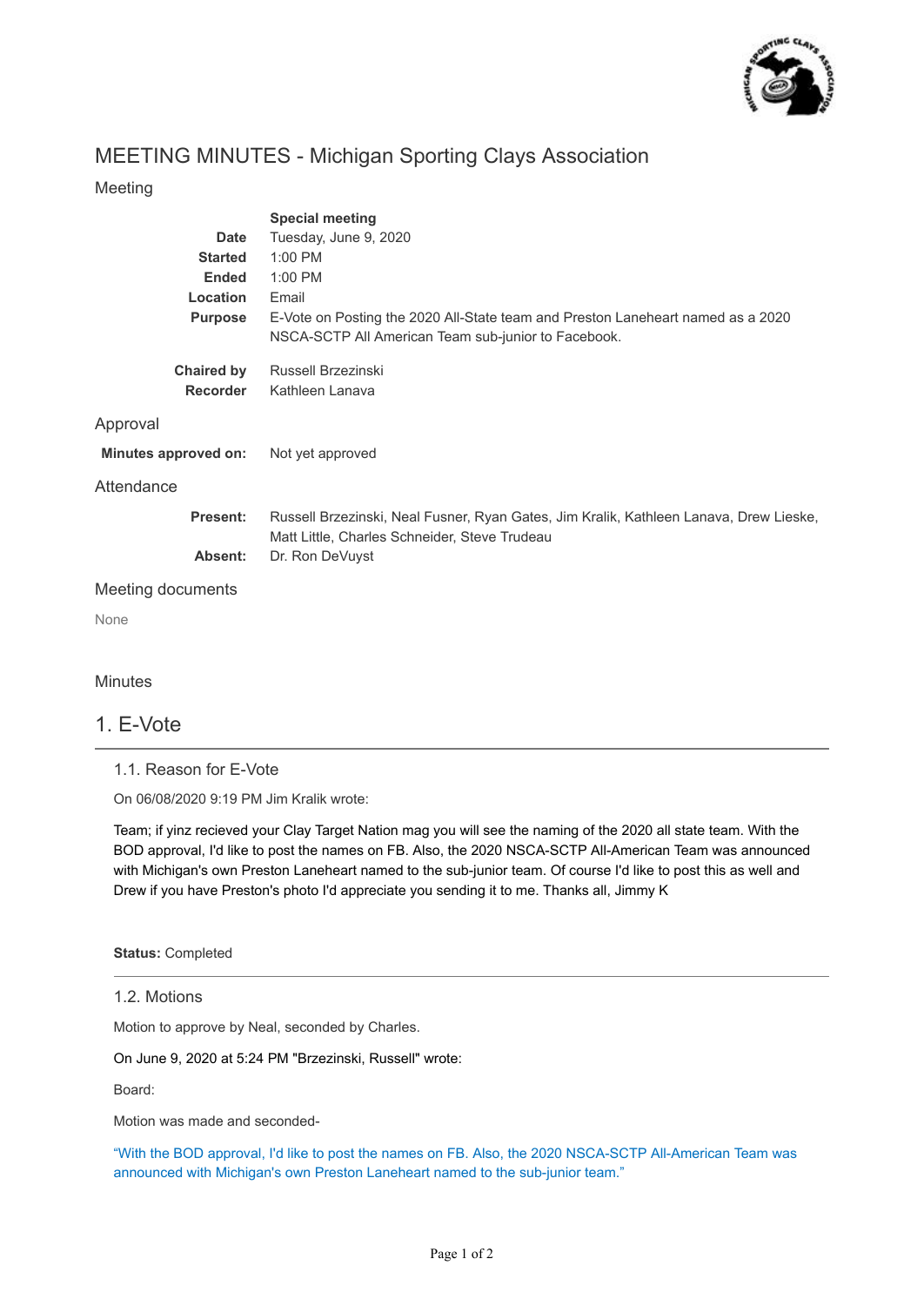# MEETING MINUTES - Michigan Sporting Clays Association

## Meeting

| | |
|---|---|
| | **Special meeting** |
| **Date** | Tuesday, June 9, 2020 |
| **Started** | 1:00 PM |
| **Ended** | 1:00 PM |
| **Location** | Email |
| **Purpose** | E-Vote on Posting the 2020 All-State team and Preston Laneheart named as a 2020 NSCA-SCTP All American Team sub-junior to Facebook. |
| **Chaired by** | Russell Brzezinski |
| **Recorder** | Kathleen Lanava |

## Approval

**Minutes approved on:** Not yet approved

## Attendance

**Present:** Russell Brzezinski, Neal Fusner, Ryan Gates, Jim Kralik, Kathleen Lanava, Drew Lieske, Matt Little, Charles Schneider, Steve Trudeau

**Absent:** Dr. Ron DeVuyst

## Meeting documents

None

## Minutes

# 1. E-Vote

### 1.1. Reason for E-Vote

On 06/08/2020 9:19 PM Jim Kralik wrote:

Team; if yinz recieved your Clay Target Nation mag you will see the naming of the 2020 all state team. With the BOD approval, I'd like to post the names on FB. Also, the 2020 NSCA-SCTP All-American Team was announced with Michigan's own Preston Laneheart named to the sub-junior team. Of course I'd like to post this as well and Drew if you have Preston's photo I'd appreciate you sending it to me. Thanks all, Jimmy K

**Status:** Completed

### 1.2. Motions

Motion to approve by Neal, seconded by Charles.

On June 9, 2020 at 5:24 PM "Brzezinski, Russell" wrote:

Board:

Motion was made and seconded-

"With the BOD approval, I'd like to post the names on FB. Also, the 2020 NSCA-SCTP All-American Team was announced with Michigan's own Preston Laneheart named to the sub-junior team."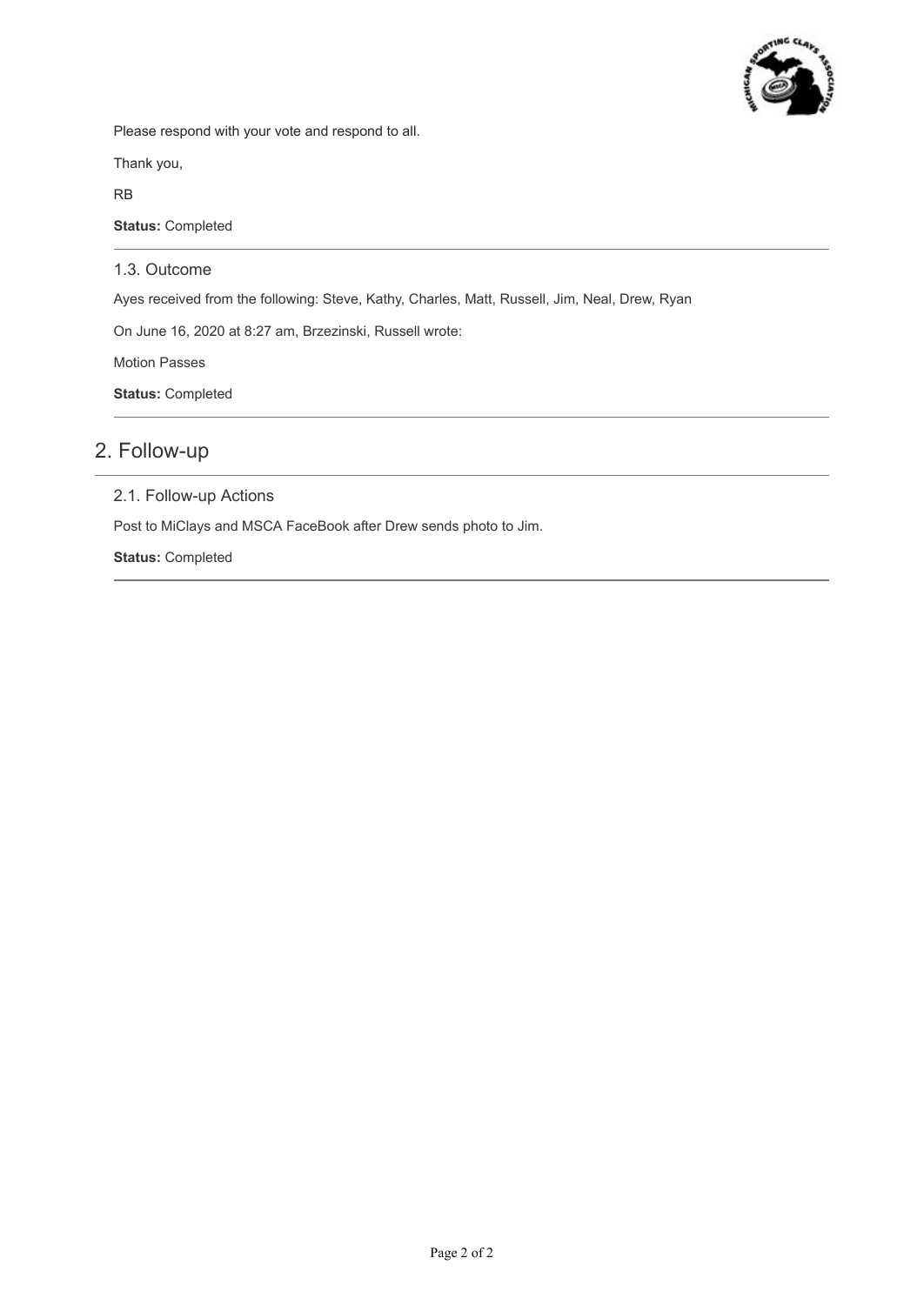Please respond with your vote and respond to all.

Thank you,

RB

**Status:** Completed

### 1.3. Outcome

Ayes received from the following: Steve, Kathy, Charles, Matt, Russell, Jim, Neal, Drew, Ryan

On June 16, 2020 at 8:27 am, Brzezinski, Russell wrote:

Motion Passes

**Status:** Completed

## 2. Follow-up

### 2.1. Follow-up Actions

Post to MiClays and MSCA FaceBook after Drew sends photo to Jim.

**Status:** Completed